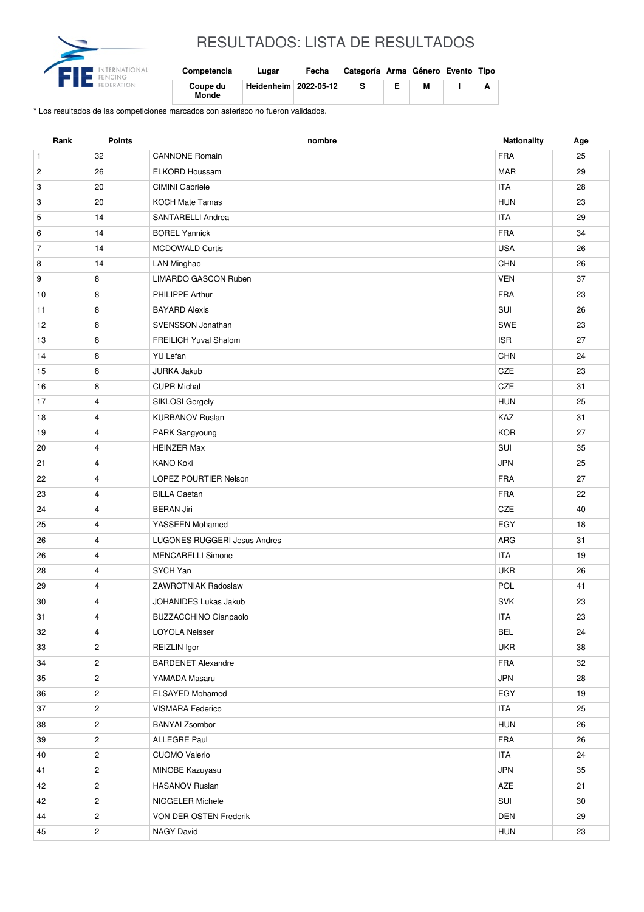# RESULTADOS: LISTA DE RESULTADOS

| Competencia | Lugar | Fecha | Categoría | Arma | Género | Evento | Tipo |
|---|---|---|---|---|---|---|---|
| **Coupe du Monde** | **Heidenheim** | **2022-05-12** | **S** | **E** | **M** | **I** | **A** |

\* Los resultados de las competiciones marcados con asterisco no fueron validados.

| Rank | Points | nombre | Nationality | Age |
|---|---|---|---|---|
| 1 | 32 | CANNONE Romain | FRA | 25 |
| 2 | 26 | ELKORD Houssam | MAR | 29 |
| 3 | 20 | CIMINI Gabriele | ITA | 28 |
| 3 | 20 | KOCH Mate Tamas | HUN | 23 |
| 5 | 14 | SANTARELLI Andrea | ITA | 29 |
| 6 | 14 | BOREL Yannick | FRA | 34 |
| 7 | 14 | MCDOWALD Curtis | USA | 26 |
| 8 | 14 | LAN Minghao | CHN | 26 |
| 9 | 8 | LIMARDO GASCON Ruben | VEN | 37 |
| 10 | 8 | PHILIPPE Arthur | FRA | 23 |
| 11 | 8 | BAYARD Alexis | SUI | 26 |
| 12 | 8 | SVENSSON Jonathan | SWE | 23 |
| 13 | 8 | FREILICH Yuval Shalom | ISR | 27 |
| 14 | 8 | YU Lefan | CHN | 24 |
| 15 | 8 | JURKA Jakub | CZE | 23 |
| 16 | 8 | CUPR Michal | CZE | 31 |
| 17 | 4 | SIKLOSI Gergely | HUN | 25 |
| 18 | 4 | KURBANOV Ruslan | KAZ | 31 |
| 19 | 4 | PARK Sangyoung | KOR | 27 |
| 20 | 4 | HEINZER Max | SUI | 35 |
| 21 | 4 | KANO Koki | JPN | 25 |
| 22 | 4 | LOPEZ POURTIER Nelson | FRA | 27 |
| 23 | 4 | BILLA Gaetan | FRA | 22 |
| 24 | 4 | BERAN Jiri | CZE | 40 |
| 25 | 4 | YASSEEN Mohamed | EGY | 18 |
| 26 | 4 | LUGONES RUGGERI Jesus Andres | ARG | 31 |
| 26 | 4 | MENCARELLI Simone | ITA | 19 |
| 28 | 4 | SYCH Yan | UKR | 26 |
| 29 | 4 | ZAWROTNIAK Radoslaw | POL | 41 |
| 30 | 4 | JOHANIDES Lukas Jakub | SVK | 23 |
| 31 | 4 | BUZZACCHINO Gianpaolo | ITA | 23 |
| 32 | 4 | LOYOLA Neisser | BEL | 24 |
| 33 | 2 | REIZLIN Igor | UKR | 38 |
| 34 | 2 | BARDENET Alexandre | FRA | 32 |
| 35 | 2 | YAMADA Masaru | JPN | 28 |
| 36 | 2 | ELSAYED Mohamed | EGY | 19 |
| 37 | 2 | VISMARA Federico | ITA | 25 |
| 38 | 2 | BANYAI Zsombor | HUN | 26 |
| 39 | 2 | ALLEGRE Paul | FRA | 26 |
| 40 | 2 | CUOMO Valerio | ITA | 24 |
| 41 | 2 | MINOBE Kazuyasu | JPN | 35 |
| 42 | 2 | HASANOV Ruslan | AZE | 21 |
| 42 | 2 | NIGGELER Michele | SUI | 30 |
| 44 | 2 | VON DER OSTEN Frederik | DEN | 29 |
| 45 | 2 | NAGY David | HUN | 23 |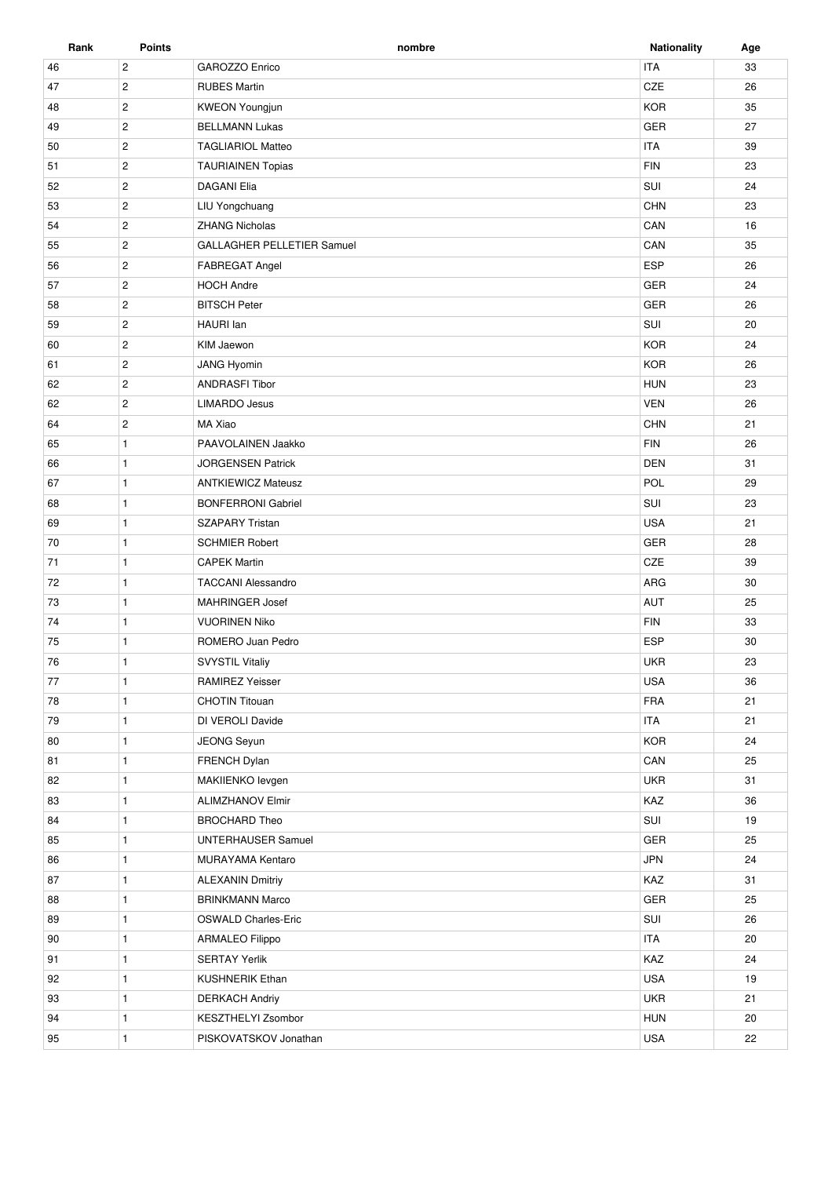| Rank | Points | nombre | Nationality | Age |
|---|---|---|---|---|
| 46 | 2 | GAROZZO Enrico | ITA | 33 |
| 47 | 2 | RUBES Martin | CZE | 26 |
| 48 | 2 | KWEON Youngjun | KOR | 35 |
| 49 | 2 | BELLMANN Lukas | GER | 27 |
| 50 | 2 | TAGLIARIOL Matteo | ITA | 39 |
| 51 | 2 | TAURIAINEN Topias | FIN | 23 |
| 52 | 2 | DAGANI Elia | SUI | 24 |
| 53 | 2 | LIU Yongchuang | CHN | 23 |
| 54 | 2 | ZHANG Nicholas | CAN | 16 |
| 55 | 2 | GALLAGHER PELLETIER Samuel | CAN | 35 |
| 56 | 2 | FABREGAT Angel | ESP | 26 |
| 57 | 2 | HOCH Andre | GER | 24 |
| 58 | 2 | BITSCH Peter | GER | 26 |
| 59 | 2 | HAURI Ian | SUI | 20 |
| 60 | 2 | KIM Jaewon | KOR | 24 |
| 61 | 2 | JANG Hyomin | KOR | 26 |
| 62 | 2 | ANDRASFI Tibor | HUN | 23 |
| 62 | 2 | LIMARDO Jesus | VEN | 26 |
| 64 | 2 | MA Xiao | CHN | 21 |
| 65 | 1 | PAAVOLAINEN Jaakko | FIN | 26 |
| 66 | 1 | JORGENSEN Patrick | DEN | 31 |
| 67 | 1 | ANTKIEWICZ Mateusz | POL | 29 |
| 68 | 1 | BONFERRONI Gabriel | SUI | 23 |
| 69 | 1 | SZAPARY Tristan | USA | 21 |
| 70 | 1 | SCHMIER Robert | GER | 28 |
| 71 | 1 | CAPEK Martin | CZE | 39 |
| 72 | 1 | TACCANI Alessandro | ARG | 30 |
| 73 | 1 | MAHRINGER Josef | AUT | 25 |
| 74 | 1 | VUORINEN Niko | FIN | 33 |
| 75 | 1 | ROMERO Juan Pedro | ESP | 30 |
| 76 | 1 | SVYSTIL Vitaliy | UKR | 23 |
| 77 | 1 | RAMIREZ Yeisser | USA | 36 |
| 78 | 1 | CHOTIN Titouan | FRA | 21 |
| 79 | 1 | DI VEROLI Davide | ITA | 21 |
| 80 | 1 | JEONG Seyun | KOR | 24 |
| 81 | 1 | FRENCH Dylan | CAN | 25 |
| 82 | 1 | MAKIIENKO Ievgen | UKR | 31 |
| 83 | 1 | ALIMZHANOV Elmir | KAZ | 36 |
| 84 | 1 | BROCHARD Theo | SUI | 19 |
| 85 | 1 | UNTERHAUSER Samuel | GER | 25 |
| 86 | 1 | MURAYAMA Kentaro | JPN | 24 |
| 87 | 1 | ALEXANIN Dmitriy | KAZ | 31 |
| 88 | 1 | BRINKMANN Marco | GER | 25 |
| 89 | 1 | OSWALD Charles-Eric | SUI | 26 |
| 90 | 1 | ARMALEO Filippo | ITA | 20 |
| 91 | 1 | SERTAY Yerlik | KAZ | 24 |
| 92 | 1 | KUSHNERIK Ethan | USA | 19 |
| 93 | 1 | DERKACH Andriy | UKR | 21 |
| 94 | 1 | KESZTHELYI Zsombor | HUN | 20 |
| 95 | 1 | PISKOVATSKOV Jonathan | USA | 22 |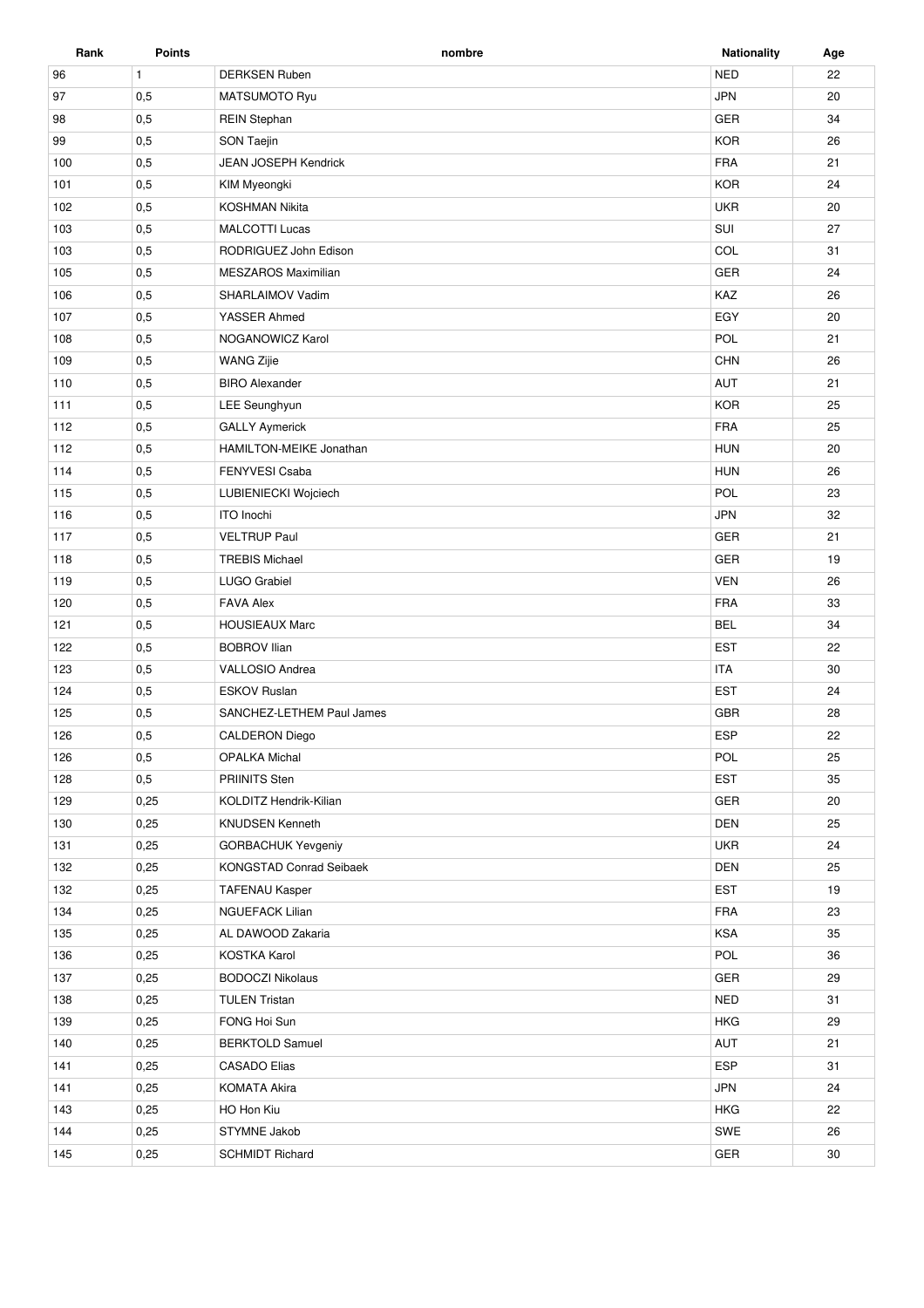| Rank | Points | nombre | Nationality | Age |
| --- | --- | --- | --- | --- |
| 96 | 1 | DERKSEN Ruben | NED | 22 |
| 97 | 0,5 | MATSUMOTO Ryu | JPN | 20 |
| 98 | 0,5 | REIN Stephan | GER | 34 |
| 99 | 0,5 | SON Taejin | KOR | 26 |
| 100 | 0,5 | JEAN JOSEPH Kendrick | FRA | 21 |
| 101 | 0,5 | KIM Myeongki | KOR | 24 |
| 102 | 0,5 | KOSHMAN Nikita | UKR | 20 |
| 103 | 0,5 | MALCOTTI Lucas | SUI | 27 |
| 103 | 0,5 | RODRIGUEZ John Edison | COL | 31 |
| 105 | 0,5 | MESZAROS Maximilian | GER | 24 |
| 106 | 0,5 | SHARLAIMOV Vadim | KAZ | 26 |
| 107 | 0,5 | YASSER Ahmed | EGY | 20 |
| 108 | 0,5 | NOGANOWICZ Karol | POL | 21 |
| 109 | 0,5 | WANG Zijie | CHN | 26 |
| 110 | 0,5 | BIRO Alexander | AUT | 21 |
| 111 | 0,5 | LEE Seunghyun | KOR | 25 |
| 112 | 0,5 | GALLY Aymerick | FRA | 25 |
| 112 | 0,5 | HAMILTON-MEIKE Jonathan | HUN | 20 |
| 114 | 0,5 | FENYVESI Csaba | HUN | 26 |
| 115 | 0,5 | LUBIENIECKI Wojciech | POL | 23 |
| 116 | 0,5 | ITO Inochi | JPN | 32 |
| 117 | 0,5 | VELTRUP Paul | GER | 21 |
| 118 | 0,5 | TREBIS Michael | GER | 19 |
| 119 | 0,5 | LUGO Grabiel | VEN | 26 |
| 120 | 0,5 | FAVA Alex | FRA | 33 |
| 121 | 0,5 | HOUSIEAUX Marc | BEL | 34 |
| 122 | 0,5 | BOBROV Ilian | EST | 22 |
| 123 | 0,5 | VALLOSIO Andrea | ITA | 30 |
| 124 | 0,5 | ESKOV Ruslan | EST | 24 |
| 125 | 0,5 | SANCHEZ-LETHEM Paul James | GBR | 28 |
| 126 | 0,5 | CALDERON Diego | ESP | 22 |
| 126 | 0,5 | OPALKA Michal | POL | 25 |
| 128 | 0,5 | PRIINITS Sten | EST | 35 |
| 129 | 0,25 | KOLDITZ Hendrik-Kilian | GER | 20 |
| 130 | 0,25 | KNUDSEN Kenneth | DEN | 25 |
| 131 | 0,25 | GORBACHUK Yevgeniy | UKR | 24 |
| 132 | 0,25 | KONGSTAD Conrad Seibaek | DEN | 25 |
| 132 | 0,25 | TAFENAU Kasper | EST | 19 |
| 134 | 0,25 | NGUEFACK Lilian | FRA | 23 |
| 135 | 0,25 | AL DAWOOD Zakaria | KSA | 35 |
| 136 | 0,25 | KOSTKA Karol | POL | 36 |
| 137 | 0,25 | BODOCZI Nikolaus | GER | 29 |
| 138 | 0,25 | TULEN Tristan | NED | 31 |
| 139 | 0,25 | FONG Hoi Sun | HKG | 29 |
| 140 | 0,25 | BERKTOLD Samuel | AUT | 21 |
| 141 | 0,25 | CASADO Elias | ESP | 31 |
| 141 | 0,25 | KOMATA Akira | JPN | 24 |
| 143 | 0,25 | HO Hon Kiu | HKG | 22 |
| 144 | 0,25 | STYMNE Jakob | SWE | 26 |
| 145 | 0,25 | SCHMIDT Richard | GER | 30 |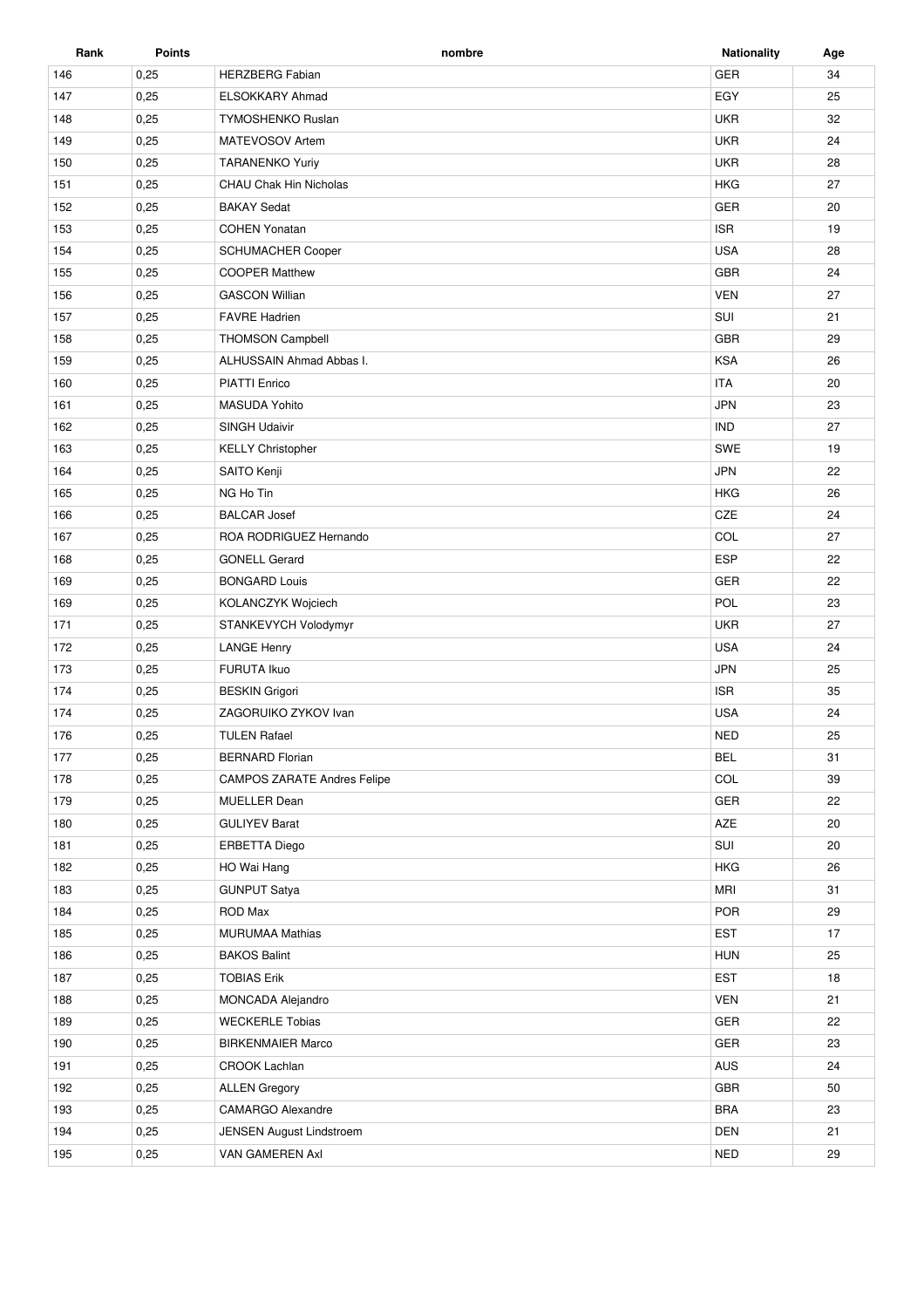| Rank | Points | nombre | Nationality | Age |
| --- | --- | --- | --- | --- |
| 146 | 0,25 | HERZBERG Fabian | GER | 34 |
| 147 | 0,25 | ELSOKKARY Ahmad | EGY | 25 |
| 148 | 0,25 | TYMOSHENKO Ruslan | UKR | 32 |
| 149 | 0,25 | MATEVOSOV Artem | UKR | 24 |
| 150 | 0,25 | TARANENKO Yuriy | UKR | 28 |
| 151 | 0,25 | CHAU Chak Hin Nicholas | HKG | 27 |
| 152 | 0,25 | BAKAY Sedat | GER | 20 |
| 153 | 0,25 | COHEN Yonatan | ISR | 19 |
| 154 | 0,25 | SCHUMACHER Cooper | USA | 28 |
| 155 | 0,25 | COOPER Matthew | GBR | 24 |
| 156 | 0,25 | GASCON Willian | VEN | 27 |
| 157 | 0,25 | FAVRE Hadrien | SUI | 21 |
| 158 | 0,25 | THOMSON Campbell | GBR | 29 |
| 159 | 0,25 | ALHUSSAIN Ahmad Abbas I. | KSA | 26 |
| 160 | 0,25 | PIATTI Enrico | ITA | 20 |
| 161 | 0,25 | MASUDA Yohito | JPN | 23 |
| 162 | 0,25 | SINGH Udaivir | IND | 27 |
| 163 | 0,25 | KELLY Christopher | SWE | 19 |
| 164 | 0,25 | SAITO Kenji | JPN | 22 |
| 165 | 0,25 | NG Ho Tin | HKG | 26 |
| 166 | 0,25 | BALCAR Josef | CZE | 24 |
| 167 | 0,25 | ROA RODRIGUEZ Hernando | COL | 27 |
| 168 | 0,25 | GONELL Gerard | ESP | 22 |
| 169 | 0,25 | BONGARD Louis | GER | 22 |
| 169 | 0,25 | KOLANCZYK Wojciech | POL | 23 |
| 171 | 0,25 | STANKEVYCH Volodymyr | UKR | 27 |
| 172 | 0,25 | LANGE Henry | USA | 24 |
| 173 | 0,25 | FURUTA Ikuo | JPN | 25 |
| 174 | 0,25 | BESKIN Grigori | ISR | 35 |
| 174 | 0,25 | ZAGORUIKO ZYKOV Ivan | USA | 24 |
| 176 | 0,25 | TULEN Rafael | NED | 25 |
| 177 | 0,25 | BERNARD Florian | BEL | 31 |
| 178 | 0,25 | CAMPOS ZARATE Andres Felipe | COL | 39 |
| 179 | 0,25 | MUELLER Dean | GER | 22 |
| 180 | 0,25 | GULIYEV Barat | AZE | 20 |
| 181 | 0,25 | ERBETTA Diego | SUI | 20 |
| 182 | 0,25 | HO Wai Hang | HKG | 26 |
| 183 | 0,25 | GUNPUT Satya | MRI | 31 |
| 184 | 0,25 | ROD Max | POR | 29 |
| 185 | 0,25 | MURUMAA Mathias | EST | 17 |
| 186 | 0,25 | BAKOS Balint | HUN | 25 |
| 187 | 0,25 | TOBIAS Erik | EST | 18 |
| 188 | 0,25 | MONCADA Alejandro | VEN | 21 |
| 189 | 0,25 | WECKERLE Tobias | GER | 22 |
| 190 | 0,25 | BIRKENMAIER Marco | GER | 23 |
| 191 | 0,25 | CROOK Lachlan | AUS | 24 |
| 192 | 0,25 | ALLEN Gregory | GBR | 50 |
| 193 | 0,25 | CAMARGO Alexandre | BRA | 23 |
| 194 | 0,25 | JENSEN August Lindstroem | DEN | 21 |
| 195 | 0,25 | VAN GAMEREN Axl | NED | 29 |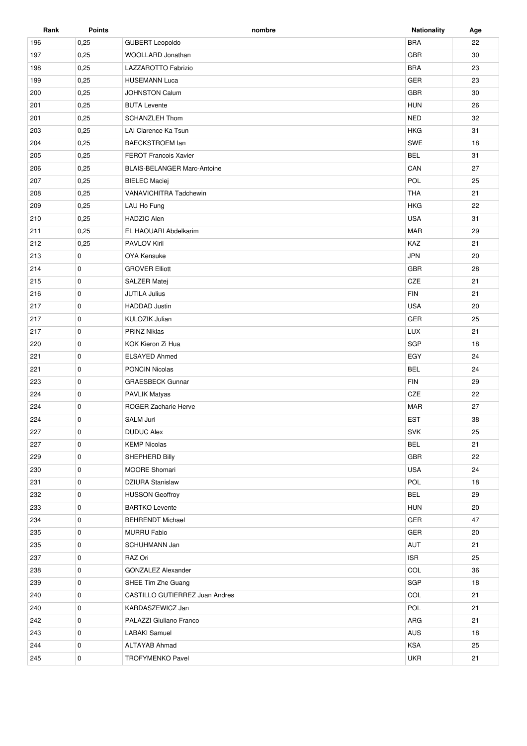| Rank | Points | nombre | Nationality | Age |
| --- | --- | --- | --- | --- |
| 196 | 0,25 | GUBERT Leopoldo | BRA | 22 |
| 197 | 0,25 | WOOLLARD Jonathan | GBR | 30 |
| 198 | 0,25 | LAZZAROTTO Fabrizio | BRA | 23 |
| 199 | 0,25 | HUSEMANN Luca | GER | 23 |
| 200 | 0,25 | JOHNSTON Calum | GBR | 30 |
| 201 | 0,25 | BUTA Levente | HUN | 26 |
| 201 | 0,25 | SCHANZLEH Thom | NED | 32 |
| 203 | 0,25 | LAI Clarence Ka Tsun | HKG | 31 |
| 204 | 0,25 | BAECKSTROEM Ian | SWE | 18 |
| 205 | 0,25 | FEROT Francois Xavier | BEL | 31 |
| 206 | 0,25 | BLAIS-BELANGER Marc-Antoine | CAN | 27 |
| 207 | 0,25 | BIELEC Maciej | POL | 25 |
| 208 | 0,25 | VANAVICHITRA Tadchewin | THA | 21 |
| 209 | 0,25 | LAU Ho Fung | HKG | 22 |
| 210 | 0,25 | HADZIC Alen | USA | 31 |
| 211 | 0,25 | EL HAOUARI Abdelkarim | MAR | 29 |
| 212 | 0,25 | PAVLOV Kiril | KAZ | 21 |
| 213 | 0 | OYA Kensuke | JPN | 20 |
| 214 | 0 | GROVER Elliott | GBR | 28 |
| 215 | 0 | SALZER Matej | CZE | 21 |
| 216 | 0 | JUTILA Julius | FIN | 21 |
| 217 | 0 | HADDAD Justin | USA | 20 |
| 217 | 0 | KULOZIK Julian | GER | 25 |
| 217 | 0 | PRINZ Niklas | LUX | 21 |
| 220 | 0 | KOK Kieron Zi Hua | SGP | 18 |
| 221 | 0 | ELSAYED Ahmed | EGY | 24 |
| 221 | 0 | PONCIN Nicolas | BEL | 24 |
| 223 | 0 | GRAESBECK Gunnar | FIN | 29 |
| 224 | 0 | PAVLIK Matyas | CZE | 22 |
| 224 | 0 | ROGER Zacharie Herve | MAR | 27 |
| 224 | 0 | SALM Juri | EST | 38 |
| 227 | 0 | DUDUC Alex | SVK | 25 |
| 227 | 0 | KEMP Nicolas | BEL | 21 |
| 229 | 0 | SHEPHERD Billy | GBR | 22 |
| 230 | 0 | MOORE Shomari | USA | 24 |
| 231 | 0 | DZIURA Stanislaw | POL | 18 |
| 232 | 0 | HUSSON Geoffroy | BEL | 29 |
| 233 | 0 | BARTKO Levente | HUN | 20 |
| 234 | 0 | BEHRENDT Michael | GER | 47 |
| 235 | 0 | MURRU Fabio | GER | 20 |
| 235 | 0 | SCHUHMANN Jan | AUT | 21 |
| 237 | 0 | RAZ Ori | ISR | 25 |
| 238 | 0 | GONZALEZ Alexander | COL | 36 |
| 239 | 0 | SHEE Tim Zhe Guang | SGP | 18 |
| 240 | 0 | CASTILLO GUTIERREZ Juan Andres | COL | 21 |
| 240 | 0 | KARDASZEWICZ Jan | POL | 21 |
| 242 | 0 | PALAZZI Giuliano Franco | ARG | 21 |
| 243 | 0 | LABAKI Samuel | AUS | 18 |
| 244 | 0 | ALTAYAB Ahmad | KSA | 25 |
| 245 | 0 | TROFYMENKO Pavel | UKR | 21 |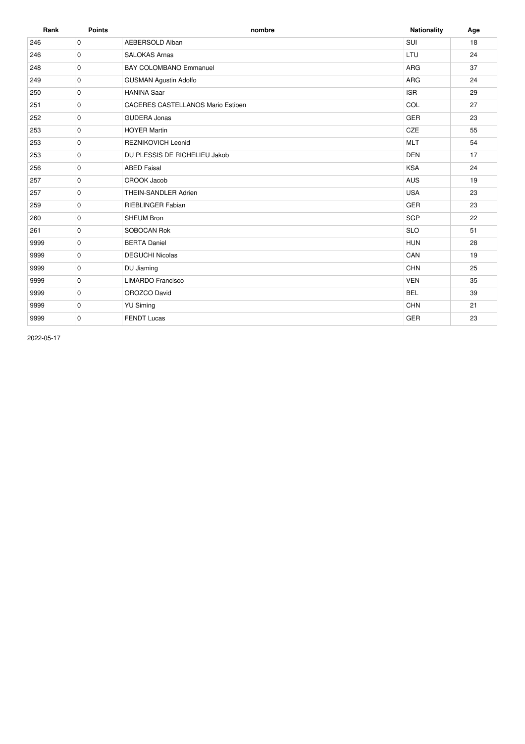| Rank | Points | nombre | Nationality | Age |
|---|---|---|---|---|
| 246 | 0 | AEBERSOLD Alban | SUI | 18 |
| 246 | 0 | SALOKAS Arnas | LTU | 24 |
| 248 | 0 | BAY COLOMBANO Emmanuel | ARG | 37 |
| 249 | 0 | GUSMAN Agustin Adolfo | ARG | 24 |
| 250 | 0 | HANINA Saar | ISR | 29 |
| 251 | 0 | CACERES CASTELLANOS Mario Estiben | COL | 27 |
| 252 | 0 | GUDERA Jonas | GER | 23 |
| 253 | 0 | HOYER Martin | CZE | 55 |
| 253 | 0 | REZNIKOVICH Leonid | MLT | 54 |
| 253 | 0 | DU PLESSIS DE RICHELIEU Jakob | DEN | 17 |
| 256 | 0 | ABED Faisal | KSA | 24 |
| 257 | 0 | CROOK Jacob | AUS | 19 |
| 257 | 0 | THEIN-SANDLER Adrien | USA | 23 |
| 259 | 0 | RIEBLINGER Fabian | GER | 23 |
| 260 | 0 | SHEUM Bron | SGP | 22 |
| 261 | 0 | SOBOCAN Rok | SLO | 51 |
| 9999 | 0 | BERTA Daniel | HUN | 28 |
| 9999 | 0 | DEGUCHI Nicolas | CAN | 19 |
| 9999 | 0 | DU Jiaming | CHN | 25 |
| 9999 | 0 | LIMARDO Francisco | VEN | 35 |
| 9999 | 0 | OROZCO David | BEL | 39 |
| 9999 | 0 | YU Siming | CHN | 21 |
| 9999 | 0 | FENDT Lucas | GER | 23 |

2022-05-17